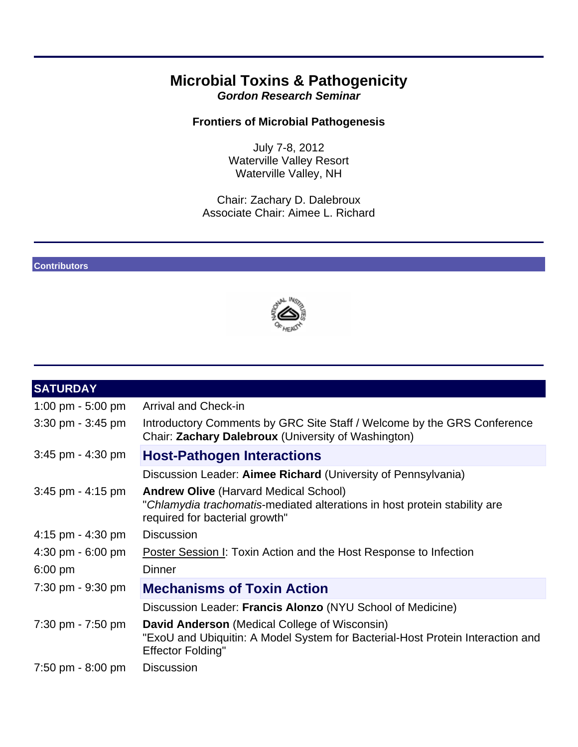# Microbial Toxins & Pathogenicity

***Gordon Research Seminar***

**Frontiers of Microbial Pathogenesis**

July 7-8, 2012
Waterville Valley Resort
Waterville Valley, NH

Chair: Zachary D. Dalebroux
Associate Chair: Aimee L. Richard

**Contributors**

## SATURDAY

| | |
|---|---|
| 1:00 pm - 5:00 pm | Arrival and Check-in |
| 3:30 pm - 3:45 pm | Introductory Comments by GRC Site Staff / Welcome by the GRS Conference Chair: **Zachary Dalebroux** (University of Washington) |
| 3:45 pm - 4:30 pm | **Host-Pathogen Interactions** |
| | Discussion Leader: **Aimee Richard** (University of Pennsylvania) |
| 3:45 pm - 4:15 pm | **Andrew Olive** (Harvard Medical School) "*Chlamydia trachomatis*-mediated alterations in host protein stability are required for bacterial growth" |
| 4:15 pm - 4:30 pm | Discussion |
| 4:30 pm - 6:00 pm | Poster Session I: Toxin Action and the Host Response to Infection |
| 6:00 pm | Dinner |
| 7:30 pm - 9:30 pm | **Mechanisms of Toxin Action** |
| | Discussion Leader: **Francis Alonzo** (NYU School of Medicine) |
| 7:30 pm - 7:50 pm | **David Anderson** (Medical College of Wisconsin) "ExoU and Ubiquitin: A Model System for Bacterial-Host Protein Interaction and Effector Folding" |
| 7:50 pm - 8:00 pm | Discussion |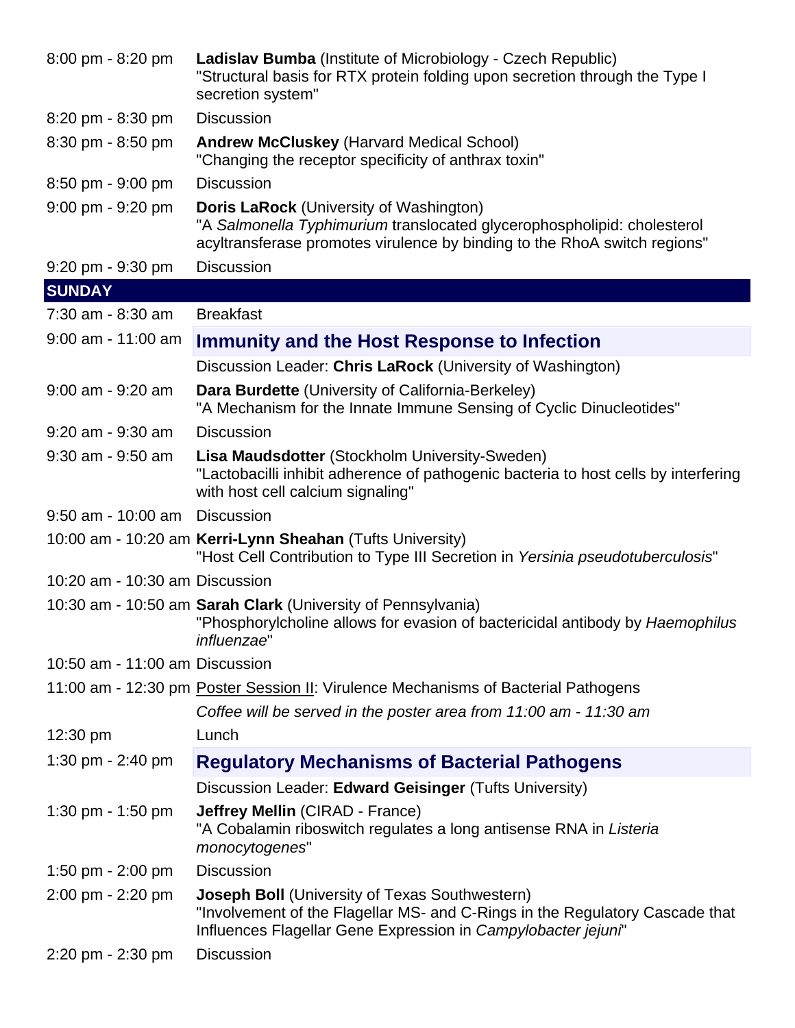| | |
|---|---|
| 8:00 pm - 8:20 pm | **Ladislav Bumba** (Institute of Microbiology - Czech Republic)<br>"Structural basis for RTX protein folding upon secretion through the Type I secretion system" |
| 8:20 pm - 8:30 pm | Discussion |
| 8:30 pm - 8:50 pm | **Andrew McCluskey** (Harvard Medical School)<br>"Changing the receptor specificity of anthrax toxin" |
| 8:50 pm - 9:00 pm | Discussion |
| 9:00 pm - 9:20 pm | **Doris LaRock** (University of Washington)<br>"A *Salmonella Typhimurium* translocated glycerophospholipid: cholesterol acyltransferase promotes virulence by binding to the RhoA switch regions" |
| 9:20 pm - 9:30 pm | Discussion |

## SUNDAY

| | |
|---|---|
| 7:30 am - 8:30 am | Breakfast |
| 9:00 am - 11:00 am | **Immunity and the Host Response to Infection** |
| | Discussion Leader: **Chris LaRock** (University of Washington) |
| 9:00 am - 9:20 am | **Dara Burdette** (University of California-Berkeley)<br>"A Mechanism for the Innate Immune Sensing of Cyclic Dinucleotides" |
| 9:20 am - 9:30 am | Discussion |
| 9:30 am - 9:50 am | **Lisa Maudsdotter** (Stockholm University-Sweden)<br>"Lactobacilli inhibit adherence of pathogenic bacteria to host cells by interfering with host cell calcium signaling" |
| 9:50 am - 10:00 am | Discussion |
| 10:00 am - 10:20 am | **Kerri-Lynn Sheahan** (Tufts University)<br>"Host Cell Contribution to Type III Secretion in *Yersinia pseudotuberculosis*" |
| 10:20 am - 10:30 am | Discussion |
| 10:30 am - 10:50 am | **Sarah Clark** (University of Pennsylvania)<br>"Phosphorylcholine allows for evasion of bactericidal antibody by *Haemophilus influenzae*" |
| 10:50 am - 11:00 am | Discussion |
| 11:00 am - 12:30 pm | Poster Session II: Virulence Mechanisms of Bacterial Pathogens |
| | *Coffee will be served in the poster area from 11:00 am - 11:30 am* |
| 12:30 pm | Lunch |
| 1:30 pm - 2:40 pm | **Regulatory Mechanisms of Bacterial Pathogens** |
| | Discussion Leader: **Edward Geisinger** (Tufts University) |
| 1:30 pm - 1:50 pm | **Jeffrey Mellin** (CIRAD - France)<br>"A Cobalamin riboswitch regulates a long antisense RNA in *Listeria monocytogenes*" |
| 1:50 pm - 2:00 pm | Discussion |
| 2:00 pm - 2:20 pm | **Joseph Boll** (University of Texas Southwestern)<br>"Involvement of the Flagellar MS- and C-Rings in the Regulatory Cascade that Influences Flagellar Gene Expression in *Campylobacter jejuni*" |
| 2:20 pm - 2:30 pm | Discussion |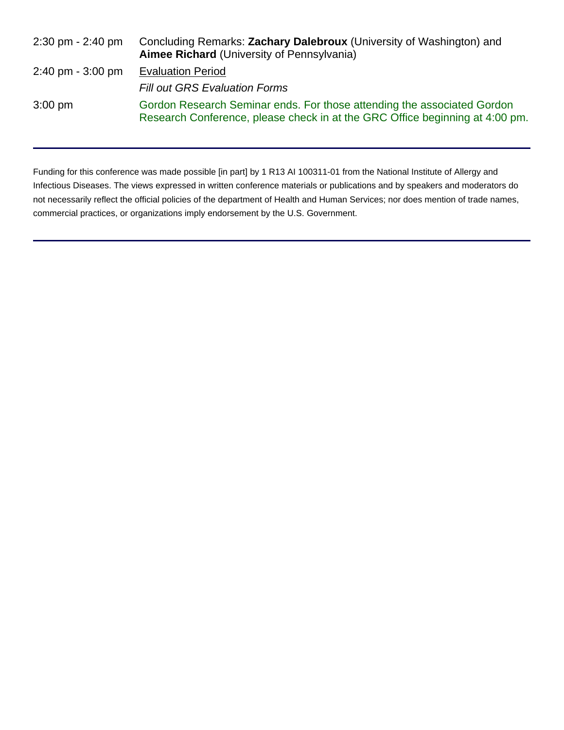| | |
|---|---|
| 2:30 pm - 2:40 pm | Concluding Remarks: **Zachary Dalebroux** (University of Washington) and **Aimee Richard** (University of Pennsylvania) |
| 2:40 pm - 3:00 pm | Evaluation Period<br>*Fill out GRS Evaluation Forms* |
| 3:00 pm | Gordon Research Seminar ends. For those attending the associated Gordon Research Conference, please check in at the GRC Office beginning at 4:00 pm. |

---

Funding for this conference was made possible [in part] by 1 R13 AI 100311-01 from the National Institute of Allergy and Infectious Diseases. The views expressed in written conference materials or publications and by speakers and moderators do not necessarily reflect the official policies of the department of Health and Human Services; nor does mention of trade names, commercial practices, or organizations imply endorsement by the U.S. Government.

---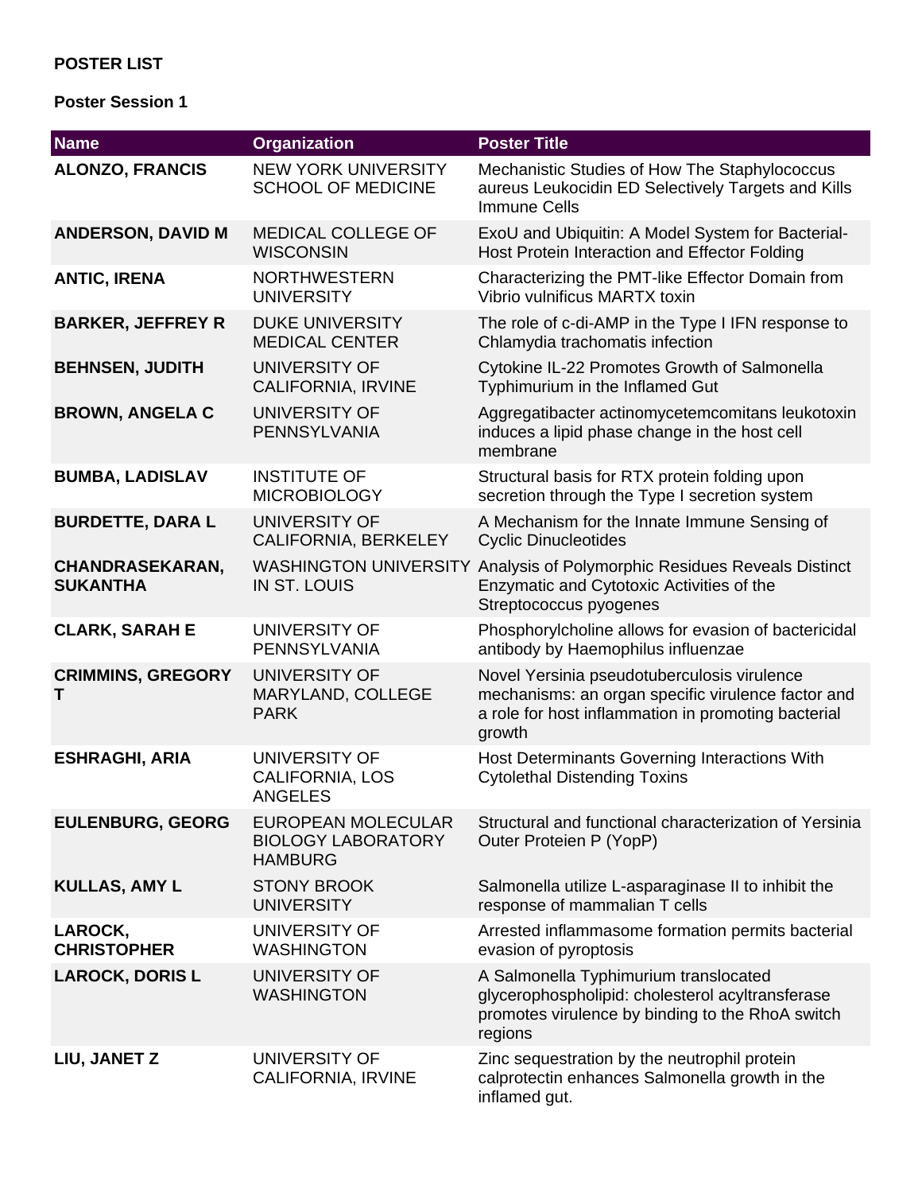**POSTER LIST**

**Poster Session 1**

| Name | Organization | Poster Title |
| --- | --- | --- |
| **ALONZO, FRANCIS** | NEW YORK UNIVERSITY SCHOOL OF MEDICINE | Mechanistic Studies of How The Staphylococcus aureus Leukocidin ED Selectively Targets and Kills Immune Cells |
| **ANDERSON, DAVID M** | MEDICAL COLLEGE OF WISCONSIN | ExoU and Ubiquitin: A Model System for Bacterial-Host Protein Interaction and Effector Folding |
| **ANTIC, IRENA** | NORTHWESTERN UNIVERSITY | Characterizing the PMT-like Effector Domain from Vibrio vulnificus MARTX toxin |
| **BARKER, JEFFREY R** | DUKE UNIVERSITY MEDICAL CENTER | The role of c-di-AMP in the Type I IFN response to Chlamydia trachomatis infection |
| **BEHNSEN, JUDITH** | UNIVERSITY OF CALIFORNIA, IRVINE | Cytokine IL-22 Promotes Growth of Salmonella Typhimurium in the Inflamed Gut |
| **BROWN, ANGELA C** | UNIVERSITY OF PENNSYLVANIA | Aggregatibacter actinomycetemcomitans leukotoxin induces a lipid phase change in the host cell membrane |
| **BUMBA, LADISLAV** | INSTITUTE OF MICROBIOLOGY | Structural basis for RTX protein folding upon secretion through the Type I secretion system |
| **BURDETTE, DARA L** | UNIVERSITY OF CALIFORNIA, BERKELEY | A Mechanism for the Innate Immune Sensing of Cyclic Dinucleotides |
| **CHANDRASEKARAN, SUKANTHA** | WASHINGTON UNIVERSITY IN ST. LOUIS | Analysis of Polymorphic Residues Reveals Distinct Enzymatic and Cytotoxic Activities of the Streptococcus pyogenes |
| **CLARK, SARAH E** | UNIVERSITY OF PENNSYLVANIA | Phosphorylcholine allows for evasion of bactericidal antibody by Haemophilus influenzae |
| **CRIMMINS, GREGORY T** | UNIVERSITY OF MARYLAND, COLLEGE PARK | Novel Yersinia pseudotuberculosis virulence mechanisms: an organ specific virulence factor and a role for host inflammation in promoting bacterial growth |
| **ESHRAGHI, ARIA** | UNIVERSITY OF CALIFORNIA, LOS ANGELES | Host Determinants Governing Interactions With Cytolethal Distending Toxins |
| **EULENBURG, GEORG** | EUROPEAN MOLECULAR BIOLOGY LABORATORY HAMBURG | Structural and functional characterization of Yersinia Outer Proteien P (YopP) |
| **KULLAS, AMY L** | STONY BROOK UNIVERSITY | Salmonella utilize L-asparaginase II to inhibit the response of mammalian T cells |
| **LAROCK, CHRISTOPHER** | UNIVERSITY OF WASHINGTON | Arrested inflammasome formation permits bacterial evasion of pyroptosis |
| **LAROCK, DORIS L** | UNIVERSITY OF WASHINGTON | A Salmonella Typhimurium translocated glycerophospholipid: cholesterol acyltransferase promotes virulence by binding to the RhoA switch regions |
| **LIU, JANET Z** | UNIVERSITY OF CALIFORNIA, IRVINE | Zinc sequestration by the neutrophil protein calprotectin enhances Salmonella growth in the inflamed gut. |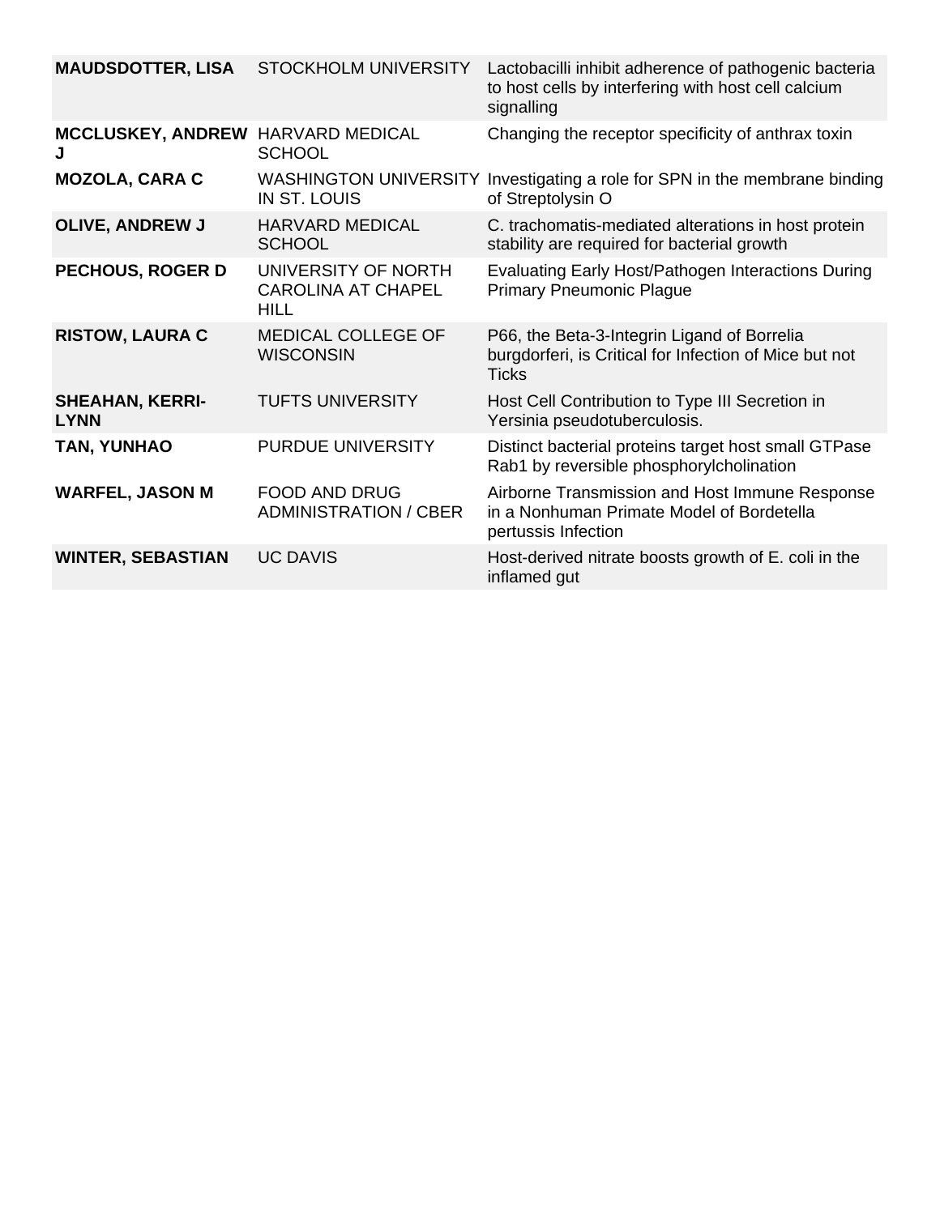| | | |
|---|---|---|
| **MAUDSDOTTER, LISA** | STOCKHOLM UNIVERSITY | Lactobacilli inhibit adherence of pathogenic bacteria to host cells by interfering with host cell calcium signalling |
| **MCCLUSKEY, ANDREW J** | HARVARD MEDICAL SCHOOL | Changing the receptor specificity of anthrax toxin |
| **MOZOLA, CARA C** | WASHINGTON UNIVERSITY IN ST. LOUIS | Investigating a role for SPN in the membrane binding of Streptolysin O |
| **OLIVE, ANDREW J** | HARVARD MEDICAL SCHOOL | C. trachomatis-mediated alterations in host protein stability are required for bacterial growth |
| **PECHOUS, ROGER D** | UNIVERSITY OF NORTH CAROLINA AT CHAPEL HILL | Evaluating Early Host/Pathogen Interactions During Primary Pneumonic Plague |
| **RISTOW, LAURA C** | MEDICAL COLLEGE OF WISCONSIN | P66, the Beta-3-Integrin Ligand of Borrelia burgdorferi, is Critical for Infection of Mice but not Ticks |
| **SHEAHAN, KERRI-LYNN** | TUFTS UNIVERSITY | Host Cell Contribution to Type III Secretion in Yersinia pseudotuberculosis. |
| **TAN, YUNHAO** | PURDUE UNIVERSITY | Distinct bacterial proteins target host small GTPase Rab1 by reversible phosphorylcholination |
| **WARFEL, JASON M** | FOOD AND DRUG ADMINISTRATION / CBER | Airborne Transmission and Host Immune Response in a Nonhuman Primate Model of Bordetella pertussis Infection |
| **WINTER, SEBASTIAN** | UC DAVIS | Host-derived nitrate boosts growth of E. coli in the inflamed gut |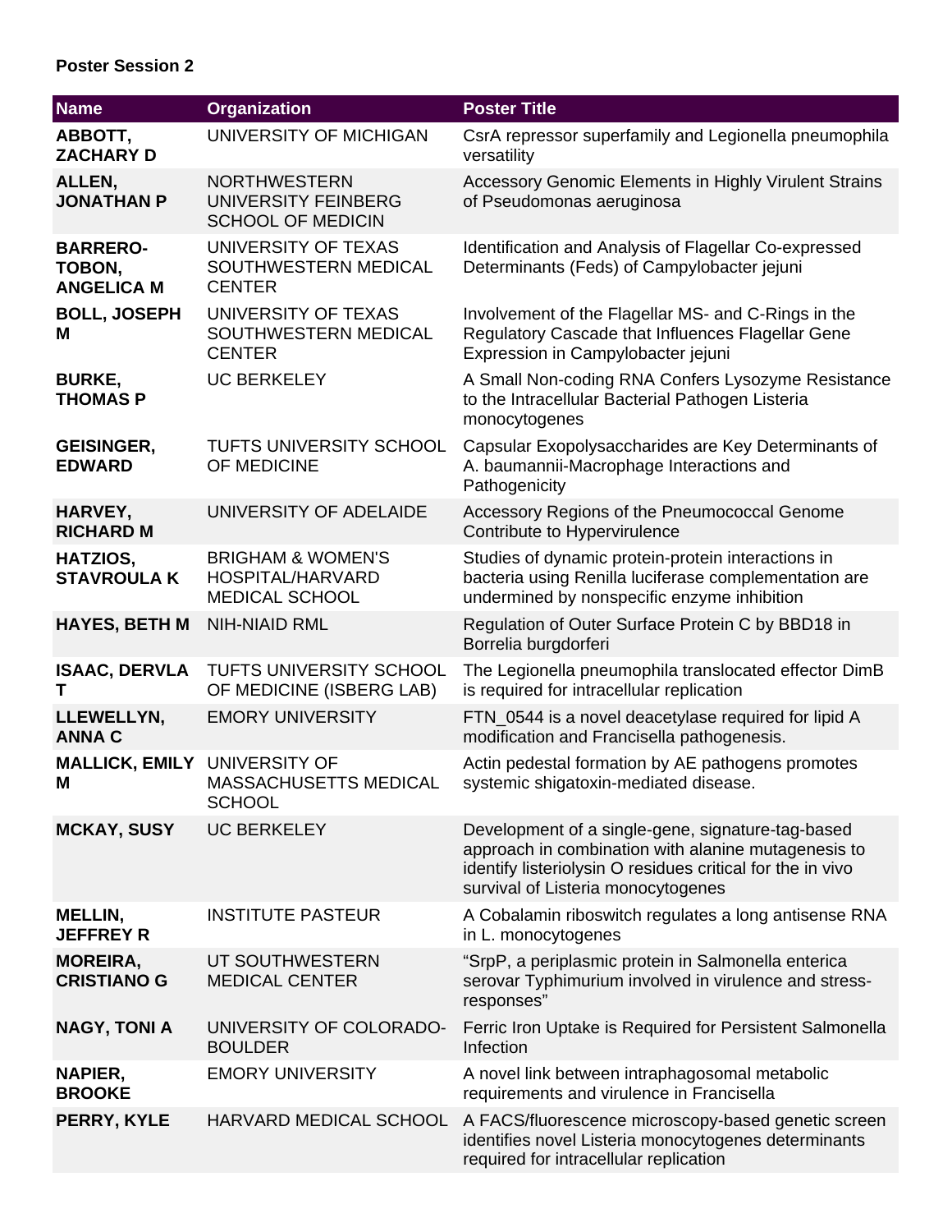**Poster Session 2**

| Name | Organization | Poster Title |
|---|---|---|
| **ABBOTT, ZACHARY D** | UNIVERSITY OF MICHIGAN | CsrA repressor superfamily and Legionella pneumophila versatility |
| **ALLEN, JONATHAN P** | NORTHWESTERN UNIVERSITY FEINBERG SCHOOL OF MEDICIN | Accessory Genomic Elements in Highly Virulent Strains of Pseudomonas aeruginosa |
| **BARRERO-TOBON, ANGELICA M** | UNIVERSITY OF TEXAS SOUTHWESTERN MEDICAL CENTER | Identification and Analysis of Flagellar Co-expressed Determinants (Feds) of Campylobacter jejuni |
| **BOLL, JOSEPH M** | UNIVERSITY OF TEXAS SOUTHWESTERN MEDICAL CENTER | Involvement of the Flagellar MS- and C-Rings in the Regulatory Cascade that Influences Flagellar Gene Expression in Campylobacter jejuni |
| **BURKE, THOMAS P** | UC BERKELEY | A Small Non-coding RNA Confers Lysozyme Resistance to the Intracellular Bacterial Pathogen Listeria monocytogenes |
| **GEISINGER, EDWARD** | TUFTS UNIVERSITY SCHOOL OF MEDICINE | Capsular Exopolysaccharides are Key Determinants of A. baumannii-Macrophage Interactions and Pathogenicity |
| **HARVEY, RICHARD M** | UNIVERSITY OF ADELAIDE | Accessory Regions of the Pneumococcal Genome Contribute to Hypervirulence |
| **HATZIOS, STAVROULA K** | BRIGHAM & WOMEN'S HOSPITAL/HARVARD MEDICAL SCHOOL | Studies of dynamic protein-protein interactions in bacteria using Renilla luciferase complementation are undermined by nonspecific enzyme inhibition |
| **HAYES, BETH M** | NIH-NIAID RML | Regulation of Outer Surface Protein C by BBD18 in Borrelia burgdorferi |
| **ISAAC, DERVLA T** | TUFTS UNIVERSITY SCHOOL OF MEDICINE (ISBERG LAB) | The Legionella pneumophila translocated effector DimB is required for intracellular replication |
| **LLEWELLYN, ANNA C** | EMORY UNIVERSITY | FTN_0544 is a novel deacetylase required for lipid A modification and Francisella pathogenesis. |
| **MALLICK, EMILY M** | UNIVERSITY OF MASSACHUSETTS MEDICAL SCHOOL | Actin pedestal formation by AE pathogens promotes systemic shigatoxin-mediated disease. |
| **MCKAY, SUSY** | UC BERKELEY | Development of a single-gene, signature-tag-based approach in combination with alanine mutagenesis to identify listeriolysin O residues critical for the in vivo survival of Listeria monocytogenes |
| **MELLIN, JEFFREY R** | INSTITUTE PASTEUR | A Cobalamin riboswitch regulates a long antisense RNA in L. monocytogenes |
| **MOREIRA, CRISTIANO G** | UT SOUTHWESTERN MEDICAL CENTER | "SrpP, a periplasmic protein in Salmonella enterica serovar Typhimurium involved in virulence and stress-responses" |
| **NAGY, TONI A** | UNIVERSITY OF COLORADO-BOULDER | Ferric Iron Uptake is Required for Persistent Salmonella Infection |
| **NAPIER, BROOKE** | EMORY UNIVERSITY | A novel link between intraphagosomal metabolic requirements and virulence in Francisella |
| **PERRY, KYLE** | HARVARD MEDICAL SCHOOL | A FACS/fluorescence microscopy-based genetic screen identifies novel Listeria monocytogenes determinants required for intracellular replication |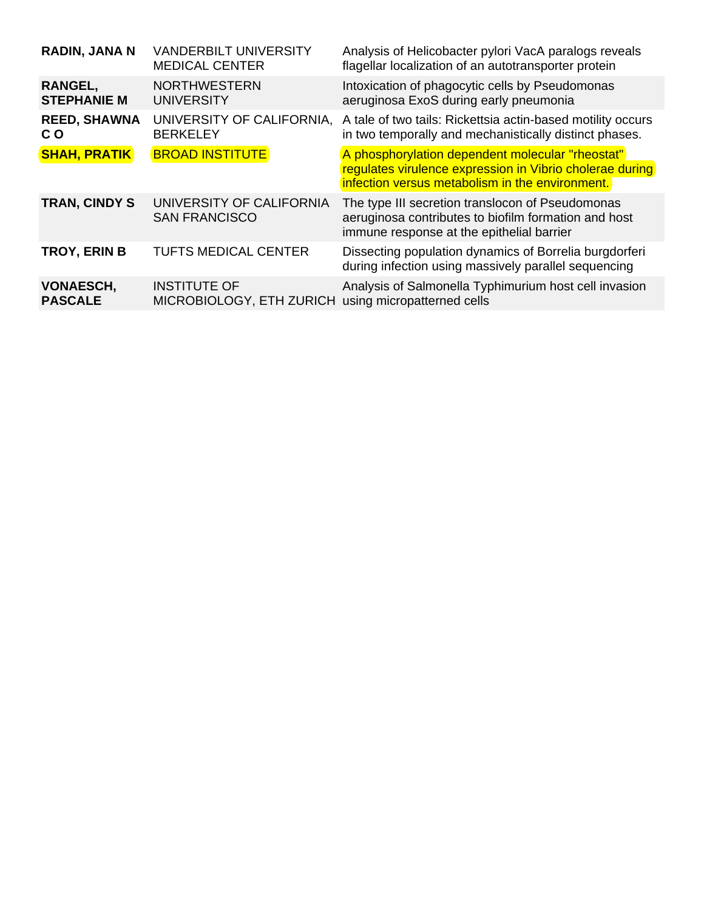| | | |
|---|---|---|
| **RADIN, JANA N** | VANDERBILT UNIVERSITY MEDICAL CENTER | Analysis of Helicobacter pylori VacA paralogs reveals flagellar localization of an autotransporter protein |
| **RANGEL, STEPHANIE M** | NORTHWESTERN UNIVERSITY | Intoxication of phagocytic cells by Pseudomonas aeruginosa ExoS during early pneumonia |
| **REED, SHAWNA C O** | UNIVERSITY OF CALIFORNIA, BERKELEY | A tale of two tails: Rickettsia actin-based motility occurs in two temporally and mechanistically distinct phases. |
| **SHAH, PRATIK** | BROAD INSTITUTE | A phosphorylation dependent molecular "rheostat" regulates virulence expression in Vibrio cholerae during infection versus metabolism in the environment. |
| **TRAN, CINDY S** | UNIVERSITY OF CALIFORNIA SAN FRANCISCO | The type III secretion translocon of Pseudomonas aeruginosa contributes to biofilm formation and host immune response at the epithelial barrier |
| **TROY, ERIN B** | TUFTS MEDICAL CENTER | Dissecting population dynamics of Borrelia burgdorferi during infection using massively parallel sequencing |
| **VONAESCH, PASCALE** | INSTITUTE OF MICROBIOLOGY, ETH ZURICH | Analysis of Salmonella Typhimurium host cell invasion using micropatterned cells |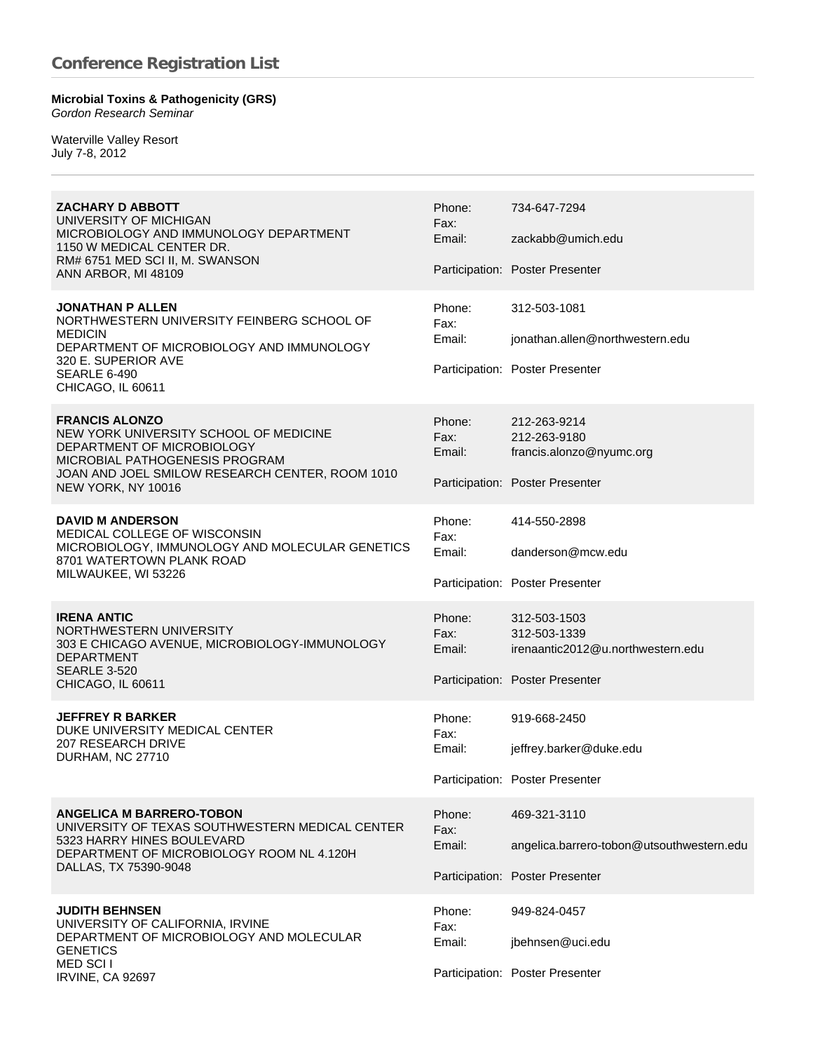## Conference Registration List

**Microbial Toxins & Pathogenicity (GRS)**
*Gordon Research Seminar*

Waterville Valley Resort
July 7-8, 2012

---

**ZACHARY D ABBOTT**
UNIVERSITY OF MICHIGAN
MICROBIOLOGY AND IMMUNOLOGY DEPARTMENT
1150 W MEDICAL CENTER DR.
RM# 6751 MED SCI II, M. SWANSON
ANN ARBOR, MI 48109

Phone: 734-647-7294
Fax:
Email: zackabb@umich.edu

Participation: Poster Presenter

**JONATHAN P ALLEN**
NORTHWESTERN UNIVERSITY FEINBERG SCHOOL OF MEDICIN
DEPARTMENT OF MICROBIOLOGY AND IMMUNOLOGY
320 E. SUPERIOR AVE
SEARLE 6-490
CHICAGO, IL 60611

Phone: 312-503-1081
Fax:
Email: jonathan.allen@northwestern.edu

Participation: Poster Presenter

**FRANCIS ALONZO**
NEW YORK UNIVERSITY SCHOOL OF MEDICINE
DEPARTMENT OF MICROBIOLOGY
MICROBIAL PATHOGENESIS PROGRAM
JOAN AND JOEL SMILOW RESEARCH CENTER, ROOM 1010
NEW YORK, NY 10016

Phone: 212-263-9214
Fax: 212-263-9180
Email: francis.alonzo@nyumc.org

Participation: Poster Presenter

**DAVID M ANDERSON**
MEDICAL COLLEGE OF WISCONSIN
MICROBIOLOGY, IMMUNOLOGY AND MOLECULAR GENETICS
8701 WATERTOWN PLANK ROAD
MILWAUKEE, WI 53226

Phone: 414-550-2898
Fax:
Email: danderson@mcw.edu

Participation: Poster Presenter

**IRENA ANTIC**
NORTHWESTERN UNIVERSITY
303 E CHICAGO AVENUE, MICROBIOLOGY-IMMUNOLOGY DEPARTMENT
SEARLE 3-520
CHICAGO, IL 60611

Phone: 312-503-1503
Fax: 312-503-1339
Email: irenaantic2012@u.northwestern.edu

Participation: Poster Presenter

**JEFFREY R BARKER**
DUKE UNIVERSITY MEDICAL CENTER
207 RESEARCH DRIVE
DURHAM, NC 27710

Phone: 919-668-2450
Fax:
Email: jeffrey.barker@duke.edu

Participation: Poster Presenter

**ANGELICA M BARRERO-TOBON**
UNIVERSITY OF TEXAS SOUTHWESTERN MEDICAL CENTER
5323 HARRY HINES BOULEVARD
DEPARTMENT OF MICROBIOLOGY ROOM NL 4.120H
DALLAS, TX 75390-9048

Phone: 469-321-3110
Fax:
Email: angelica.barrero-tobon@utsouthwestern.edu

Participation: Poster Presenter

**JUDITH BEHNSEN**
UNIVERSITY OF CALIFORNIA, IRVINE
DEPARTMENT OF MICROBIOLOGY AND MOLECULAR GENETICS
MED SCI I
IRVINE, CA 92697

Phone: 949-824-0457
Fax:
Email: jbehnsen@uci.edu

Participation: Poster Presenter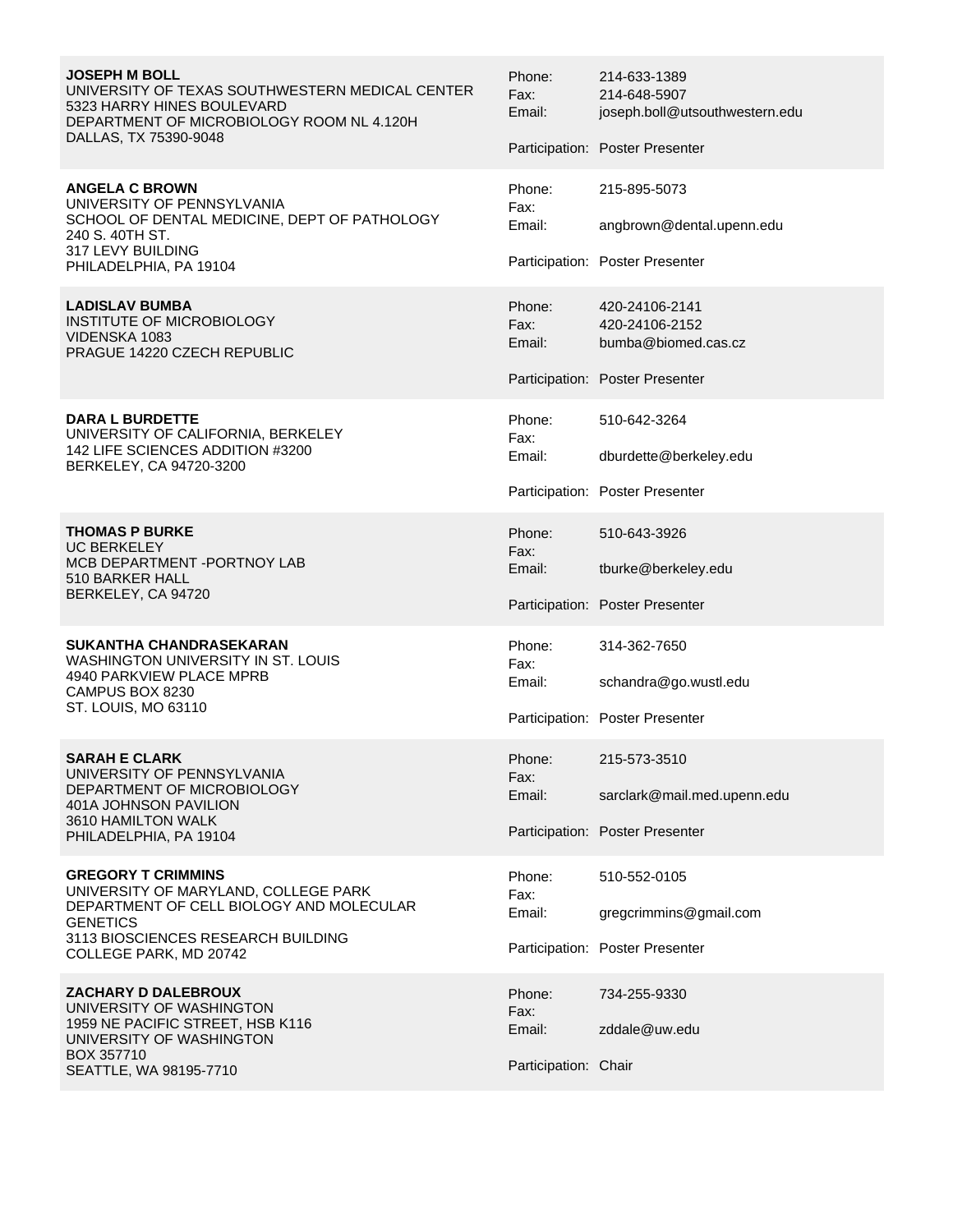**JOSEPH M BOLL**
UNIVERSITY OF TEXAS SOUTHWESTERN MEDICAL CENTER
5323 HARRY HINES BOULEVARD
DEPARTMENT OF MICROBIOLOGY ROOM NL 4.120H
DALLAS, TX 75390-9048

Phone: 214-633-1389
Fax: 214-648-5907
Email: joseph.boll@utsouthwestern.edu

Participation: Poster Presenter

**ANGELA C BROWN**
UNIVERSITY OF PENNSYLVANIA
SCHOOL OF DENTAL MEDICINE, DEPT OF PATHOLOGY
240 S. 40TH ST.
317 LEVY BUILDING
PHILADELPHIA, PA 19104

Phone: 215-895-5073
Fax:
Email: angbrown@dental.upenn.edu

Participation: Poster Presenter

**LADISLAV BUMBA**
INSTITUTE OF MICROBIOLOGY
VIDENSKA 1083
PRAGUE 14220 CZECH REPUBLIC

Phone: 420-24106-2141
Fax: 420-24106-2152
Email: bumba@biomed.cas.cz

Participation: Poster Presenter

**DARA L BURDETTE**
UNIVERSITY OF CALIFORNIA, BERKELEY
142 LIFE SCIENCES ADDITION #3200
BERKELEY, CA 94720-3200

Phone: 510-642-3264
Fax:
Email: dburdette@berkeley.edu

Participation: Poster Presenter

**THOMAS P BURKE**
UC BERKELEY
MCB DEPARTMENT -PORTNOY LAB
510 BARKER HALL
BERKELEY, CA 94720

Phone: 510-643-3926
Fax:
Email: tburke@berkeley.edu

Participation: Poster Presenter

**SUKANTHA CHANDRASEKARAN**
WASHINGTON UNIVERSITY IN ST. LOUIS
4940 PARKVIEW PLACE MPRB
CAMPUS BOX 8230
ST. LOUIS, MO 63110

Phone: 314-362-7650
Fax:
Email: schandra@go.wustl.edu

Participation: Poster Presenter

**SARAH E CLARK**
UNIVERSITY OF PENNSYLVANIA
DEPARTMENT OF MICROBIOLOGY
401A JOHNSON PAVILION
3610 HAMILTON WALK
PHILADELPHIA, PA 19104

Phone: 215-573-3510
Fax:
Email: sarclark@mail.med.upenn.edu

Participation: Poster Presenter

**GREGORY T CRIMMINS**
UNIVERSITY OF MARYLAND, COLLEGE PARK
DEPARTMENT OF CELL BIOLOGY AND MOLECULAR GENETICS
3113 BIOSCIENCES RESEARCH BUILDING
COLLEGE PARK, MD 20742

Phone: 510-552-0105
Fax:
Email: gregcrimmins@gmail.com

Participation: Poster Presenter

**ZACHARY D DALEBROUX**
UNIVERSITY OF WASHINGTON
1959 NE PACIFIC STREET, HSB K116
UNIVERSITY OF WASHINGTON
BOX 357710
SEATTLE, WA 98195-7710

Phone: 734-255-9330
Fax:
Email: zddale@uw.edu

Participation: Chair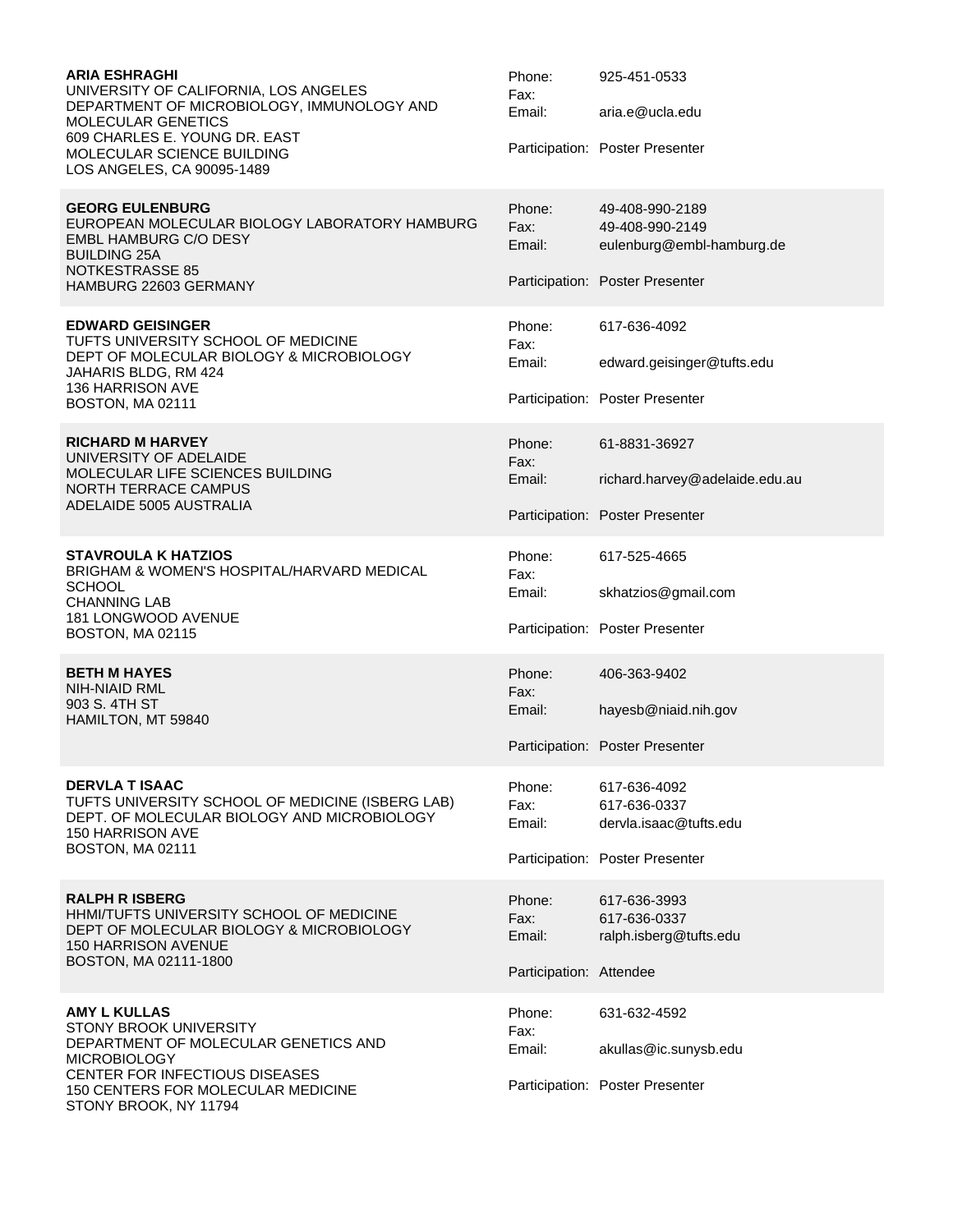**ARIA ESHRAGHI**
UNIVERSITY OF CALIFORNIA, LOS ANGELES
DEPARTMENT OF MICROBIOLOGY, IMMUNOLOGY AND MOLECULAR GENETICS
609 CHARLES E. YOUNG DR. EAST
MOLECULAR SCIENCE BUILDING
LOS ANGELES, CA 90095-1489

Phone: 925-451-0533
Fax:
Email: aria.e@ucla.edu

Participation: Poster Presenter

**GEORG EULENBURG**
EUROPEAN MOLECULAR BIOLOGY LABORATORY HAMBURG
EMBL HAMBURG C/O DESY
BUILDING 25A
NOTKESTRASSE 85
HAMBURG 22603 GERMANY

Phone: 49-408-990-2189
Fax: 49-408-990-2149
Email: eulenburg@embl-hamburg.de

Participation: Poster Presenter

**EDWARD GEISINGER**
TUFTS UNIVERSITY SCHOOL OF MEDICINE
DEPT OF MOLECULAR BIOLOGY & MICROBIOLOGY
JAHARIS BLDG, RM 424
136 HARRISON AVE
BOSTON, MA 02111

Phone: 617-636-4092
Fax:
Email: edward.geisinger@tufts.edu

Participation: Poster Presenter

**RICHARD M HARVEY**
UNIVERSITY OF ADELAIDE
MOLECULAR LIFE SCIENCES BUILDING
NORTH TERRACE CAMPUS
ADELAIDE 5005 AUSTRALIA

Phone: 61-8831-36927
Fax:
Email: richard.harvey@adelaide.edu.au

Participation: Poster Presenter

**STAVROULA K HATZIOS**
BRIGHAM & WOMEN'S HOSPITAL/HARVARD MEDICAL SCHOOL
CHANNING LAB
181 LONGWOOD AVENUE
BOSTON, MA 02115

Phone: 617-525-4665
Fax:
Email: skhatzios@gmail.com

Participation: Poster Presenter

**BETH M HAYES**
NIH-NIAID RML
903 S. 4TH ST
HAMILTON, MT 59840

Phone: 406-363-9402
Fax:
Email: hayesb@niaid.nih.gov

Participation: Poster Presenter

**DERVLA T ISAAC**
TUFTS UNIVERSITY SCHOOL OF MEDICINE (ISBERG LAB)
DEPT. OF MOLECULAR BIOLOGY AND MICROBIOLOGY
150 HARRISON AVE
BOSTON, MA 02111

Phone: 617-636-4092
Fax: 617-636-0337
Email: dervla.isaac@tufts.edu

Participation: Poster Presenter

**RALPH R ISBERG**
HHMI/TUFTS UNIVERSITY SCHOOL OF MEDICINE
DEPT OF MOLECULAR BIOLOGY & MICROBIOLOGY
150 HARRISON AVENUE
BOSTON, MA 02111-1800

Phone: 617-636-3993
Fax: 617-636-0337
Email: ralph.isberg@tufts.edu

Participation: Attendee

**AMY L KULLAS**
STONY BROOK UNIVERSITY
DEPARTMENT OF MOLECULAR GENETICS AND MICROBIOLOGY
CENTER FOR INFECTIOUS DISEASES
150 CENTERS FOR MOLECULAR MEDICINE
STONY BROOK, NY 11794

Phone: 631-632-4592
Fax:
Email: akullas@ic.sunysb.edu

Participation: Poster Presenter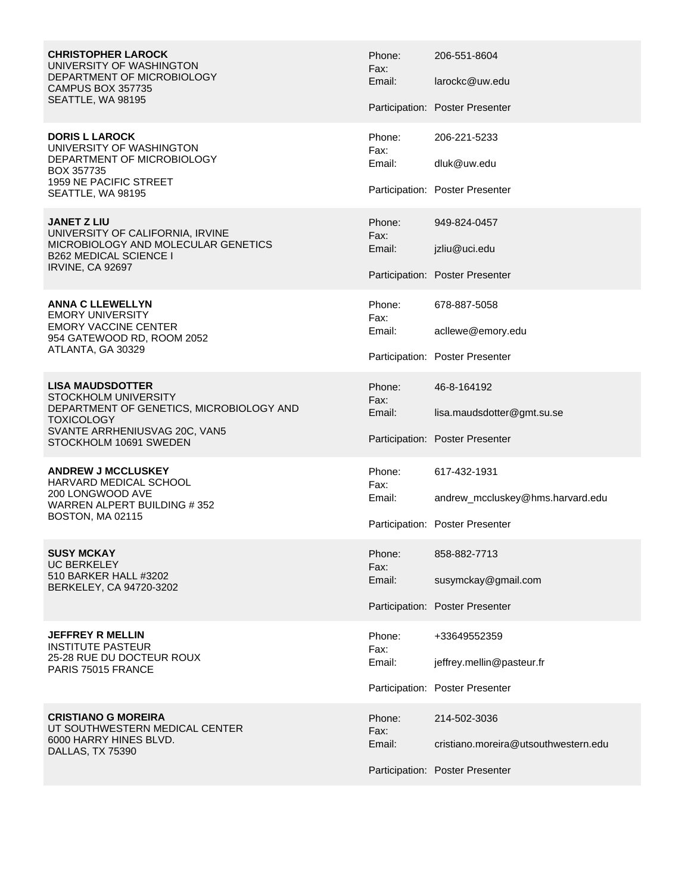**CHRISTOPHER LAROCK**
UNIVERSITY OF WASHINGTON
DEPARTMENT OF MICROBIOLOGY
CAMPUS BOX 357735
SEATTLE, WA 98195

Phone: 206-551-8604
Fax:
Email: larockc@uw.edu

Participation: Poster Presenter

**DORIS L LAROCK**
UNIVERSITY OF WASHINGTON
DEPARTMENT OF MICROBIOLOGY
BOX 357735
1959 NE PACIFIC STREET
SEATTLE, WA 98195

Phone: 206-221-5233
Fax:
Email: dluk@uw.edu

Participation: Poster Presenter

**JANET Z LIU**
UNIVERSITY OF CALIFORNIA, IRVINE
MICROBIOLOGY AND MOLECULAR GENETICS
B262 MEDICAL SCIENCE I
IRVINE, CA 92697

Phone: 949-824-0457
Fax:
Email: jzliu@uci.edu

Participation: Poster Presenter

**ANNA C LLEWELLYN**
EMORY UNIVERSITY
EMORY VACCINE CENTER
954 GATEWOOD RD, ROOM 2052
ATLANTA, GA 30329

Phone: 678-887-5058
Fax:
Email: acllewe@emory.edu

Participation: Poster Presenter

**LISA MAUDSDOTTER**
STOCKHOLM UNIVERSITY
DEPARTMENT OF GENETICS, MICROBIOLOGY AND TOXICOLOGY
SVANTE ARRHENIUSVAG 20C, VAN5
STOCKHOLM 10691 SWEDEN

Phone: 46-8-164192
Fax:
Email: lisa.maudsdotter@gmt.su.se

Participation: Poster Presenter

**ANDREW J MCCLUSKEY**
HARVARD MEDICAL SCHOOL
200 LONGWOOD AVE
WARREN ALPERT BUILDING # 352
BOSTON, MA 02115

Phone: 617-432-1931
Fax:
Email: andrew_mccluskey@hms.harvard.edu

Participation: Poster Presenter

**SUSY MCKAY**
UC BERKELEY
510 BARKER HALL #3202
BERKELEY, CA 94720-3202

Phone: 858-882-7713
Fax:
Email: susymckay@gmail.com

Participation: Poster Presenter

**JEFFREY R MELLIN**
INSTITUTE PASTEUR
25-28 RUE DU DOCTEUR ROUX
PARIS 75015 FRANCE

Phone: +33649552359
Fax:
Email: jeffrey.mellin@pasteur.fr

Participation: Poster Presenter

**CRISTIANO G MOREIRA**
UT SOUTHWESTERN MEDICAL CENTER
6000 HARRY HINES BLVD.
DALLAS, TX 75390

Phone: 214-502-3036
Fax:
Email: cristiano.moreira@utsouthwestern.edu

Participation: Poster Presenter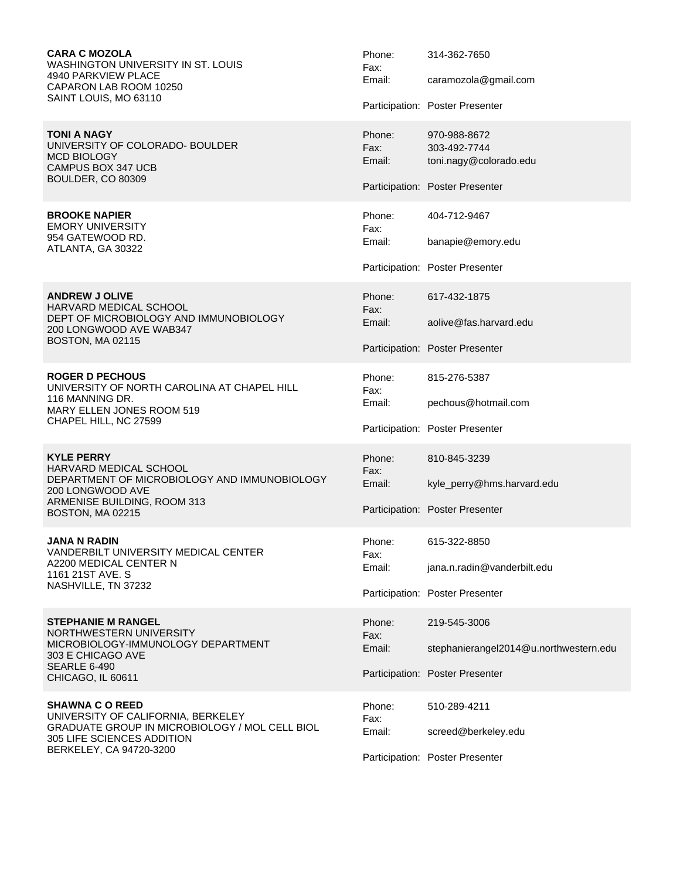**CARA C MOZOLA**
WASHINGTON UNIVERSITY IN ST. LOUIS
4940 PARKVIEW PLACE
CAPARON LAB ROOM 10250
SAINT LOUIS, MO 63110

Phone: 314-362-7650
Fax:
Email: caramozola@gmail.com

Participation: Poster Presenter

---

**TONI A NAGY**
UNIVERSITY OF COLORADO- BOULDER
MCD BIOLOGY
CAMPUS BOX 347 UCB
BOULDER, CO 80309

Phone: 970-988-8672
Fax: 303-492-7744
Email: toni.nagy@colorado.edu

Participation: Poster Presenter

---

**BROOKE NAPIER**
EMORY UNIVERSITY
954 GATEWOOD RD.
ATLANTA, GA 30322

Phone: 404-712-9467
Fax:
Email: banapie@emory.edu

Participation: Poster Presenter

---

**ANDREW J OLIVE**
HARVARD MEDICAL SCHOOL
DEPT OF MICROBIOLOGY AND IMMUNOBIOLOGY
200 LONGWOOD AVE WAB347
BOSTON, MA 02115

Phone: 617-432-1875
Fax:
Email: aolive@fas.harvard.edu

Participation: Poster Presenter

---

**ROGER D PECHOUS**
UNIVERSITY OF NORTH CAROLINA AT CHAPEL HILL
116 MANNING DR.
MARY ELLEN JONES ROOM 519
CHAPEL HILL, NC 27599

Phone: 815-276-5387
Fax:
Email: pechous@hotmail.com

Participation: Poster Presenter

---

**KYLE PERRY**
HARVARD MEDICAL SCHOOL
DEPARTMENT OF MICROBIOLOGY AND IMMUNOBIOLOGY
200 LONGWOOD AVE
ARMENISE BUILDING, ROOM 313
BOSTON, MA 02215

Phone: 810-845-3239
Fax:
Email: kyle_perry@hms.harvard.edu

Participation: Poster Presenter

---

**JANA N RADIN**
VANDERBILT UNIVERSITY MEDICAL CENTER
A2200 MEDICAL CENTER N
1161 21ST AVE. S
NASHVILLE, TN 37232

Phone: 615-322-8850
Fax:
Email: jana.n.radin@vanderbilt.edu

Participation: Poster Presenter

---

**STEPHANIE M RANGEL**
NORTHWESTERN UNIVERSITY
MICROBIOLOGY-IMMUNOLOGY DEPARTMENT
303 E CHICAGO AVE
SEARLE 6-490
CHICAGO, IL 60611

Phone: 219-545-3006
Fax:
Email: stephanierangel2014@u.northwestern.edu

Participation: Poster Presenter

---

**SHAWNA C O REED**
UNIVERSITY OF CALIFORNIA, BERKELEY
GRADUATE GROUP IN MICROBIOLOGY / MOL CELL BIOL
305 LIFE SCIENCES ADDITION
BERKELEY, CA 94720-3200

Phone: 510-289-4211
Fax:
Email: screed@berkeley.edu

Participation: Poster Presenter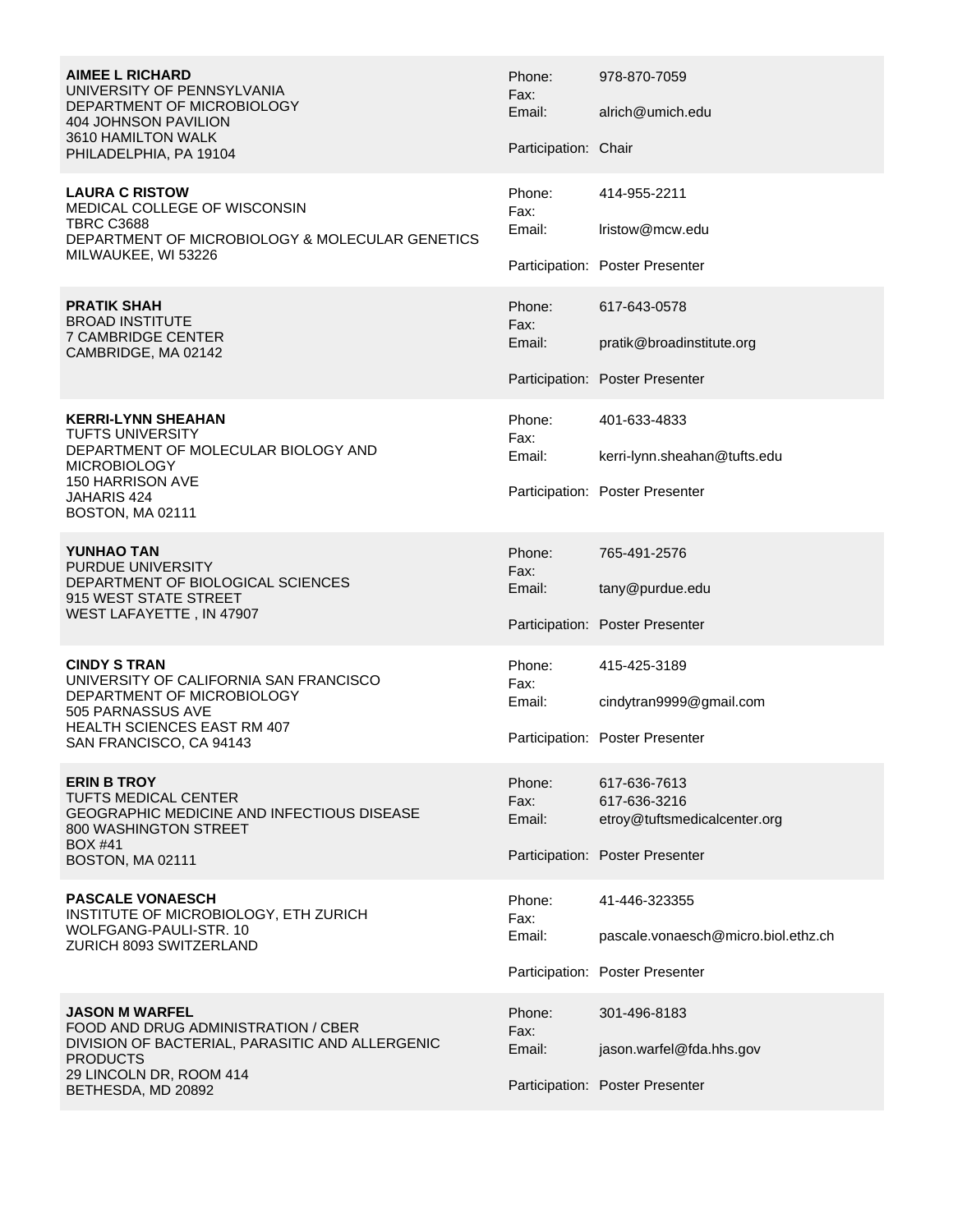**AIMEE L RICHARD**
UNIVERSITY OF PENNSYLVANIA
DEPARTMENT OF MICROBIOLOGY
404 JOHNSON PAVILION
3610 HAMILTON WALK
PHILADELPHIA, PA 19104

Phone: 978-870-7059
Fax:
Email: alrich@umich.edu

Participation: Chair

**LAURA C RISTOW**
MEDICAL COLLEGE OF WISCONSIN
TBRC C3688
DEPARTMENT OF MICROBIOLOGY & MOLECULAR GENETICS
MILWAUKEE, WI 53226

Phone: 414-955-2211
Fax:
Email: lristow@mcw.edu

Participation: Poster Presenter

**PRATIK SHAH**
BROAD INSTITUTE
7 CAMBRIDGE CENTER
CAMBRIDGE, MA 02142

Phone: 617-643-0578
Fax:
Email: pratik@broadinstitute.org

Participation: Poster Presenter

**KERRI-LYNN SHEAHAN**
TUFTS UNIVERSITY
DEPARTMENT OF MOLECULAR BIOLOGY AND MICROBIOLOGY
150 HARRISON AVE
JAHARIS 424
BOSTON, MA 02111

Phone: 401-633-4833
Fax:
Email: kerri-lynn.sheahan@tufts.edu

Participation: Poster Presenter

**YUNHAO TAN**
PURDUE UNIVERSITY
DEPARTMENT OF BIOLOGICAL SCIENCES
915 WEST STATE STREET
WEST LAFAYETTE , IN 47907

Phone: 765-491-2576
Fax:
Email: tany@purdue.edu

Participation: Poster Presenter

**CINDY S TRAN**
UNIVERSITY OF CALIFORNIA SAN FRANCISCO
DEPARTMENT OF MICROBIOLOGY
505 PARNASSUS AVE
HEALTH SCIENCES EAST RM 407
SAN FRANCISCO, CA 94143

Phone: 415-425-3189
Fax:
Email: cindytran9999@gmail.com

Participation: Poster Presenter

**ERIN B TROY**
TUFTS MEDICAL CENTER
GEOGRAPHIC MEDICINE AND INFECTIOUS DISEASE
800 WASHINGTON STREET
BOX #41
BOSTON, MA 02111

Phone: 617-636-7613
Fax: 617-636-3216
Email: etroy@tuftsmedicalcenter.org

Participation: Poster Presenter

**PASCALE VONAESCH**
INSTITUTE OF MICROBIOLOGY, ETH ZURICH
WOLFGANG-PAULI-STR. 10
ZURICH 8093 SWITZERLAND

Phone: 41-446-323355
Fax:
Email: pascale.vonaesch@micro.biol.ethz.ch

Participation: Poster Presenter

**JASON M WARFEL**
FOOD AND DRUG ADMINISTRATION / CBER
DIVISION OF BACTERIAL, PARASITIC AND ALLERGENIC PRODUCTS
29 LINCOLN DR, ROOM 414
BETHESDA, MD 20892

Phone: 301-496-8183
Fax:
Email: jason.warfel@fda.hhs.gov

Participation: Poster Presenter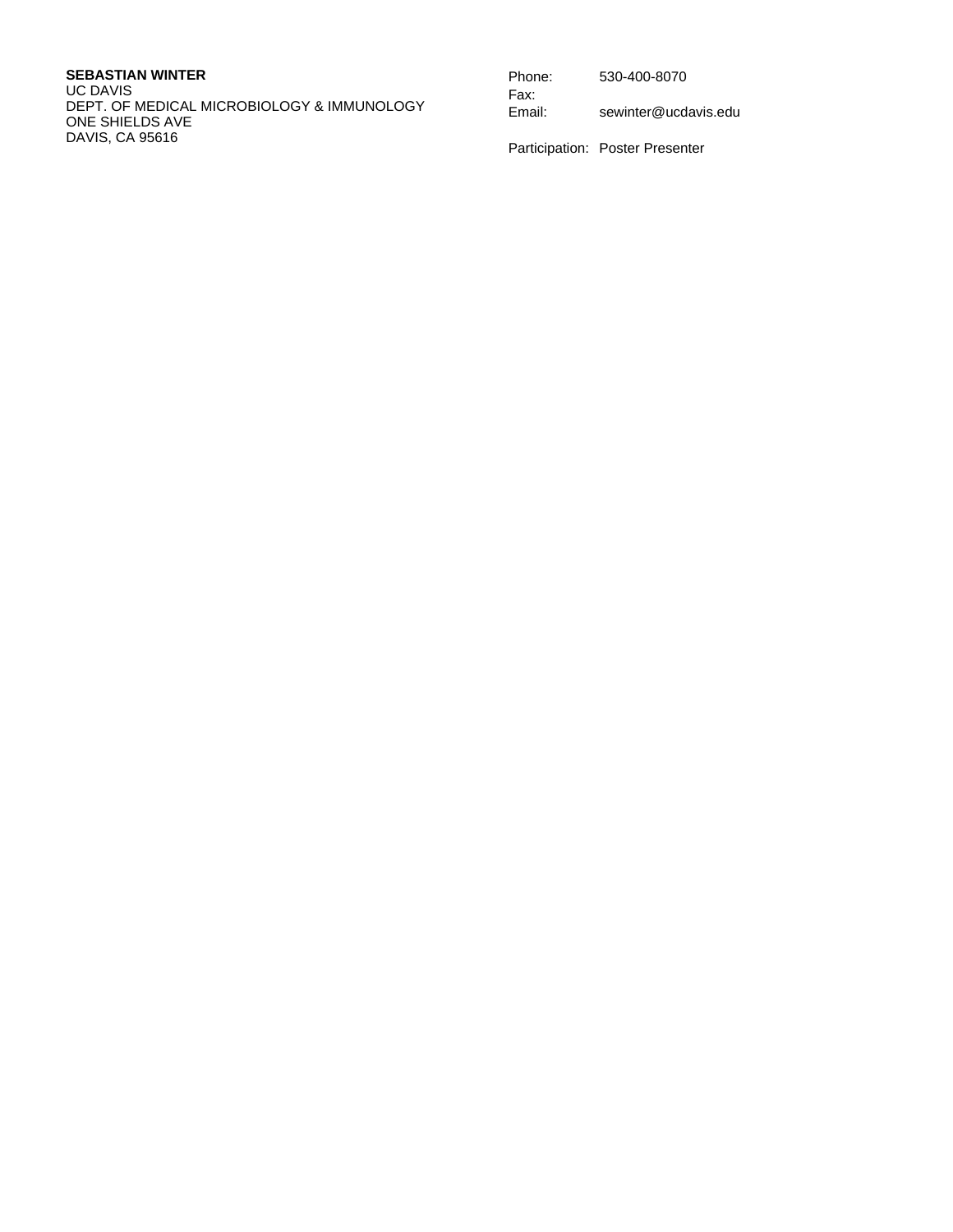**SEBASTIAN WINTER**
UC DAVIS
DEPT. OF MEDICAL MICROBIOLOGY & IMMUNOLOGY
ONE SHIELDS AVE
DAVIS, CA 95616

Phone: 530-400-8070
Fax:
Email: sewinter@ucdavis.edu

Participation: Poster Presenter